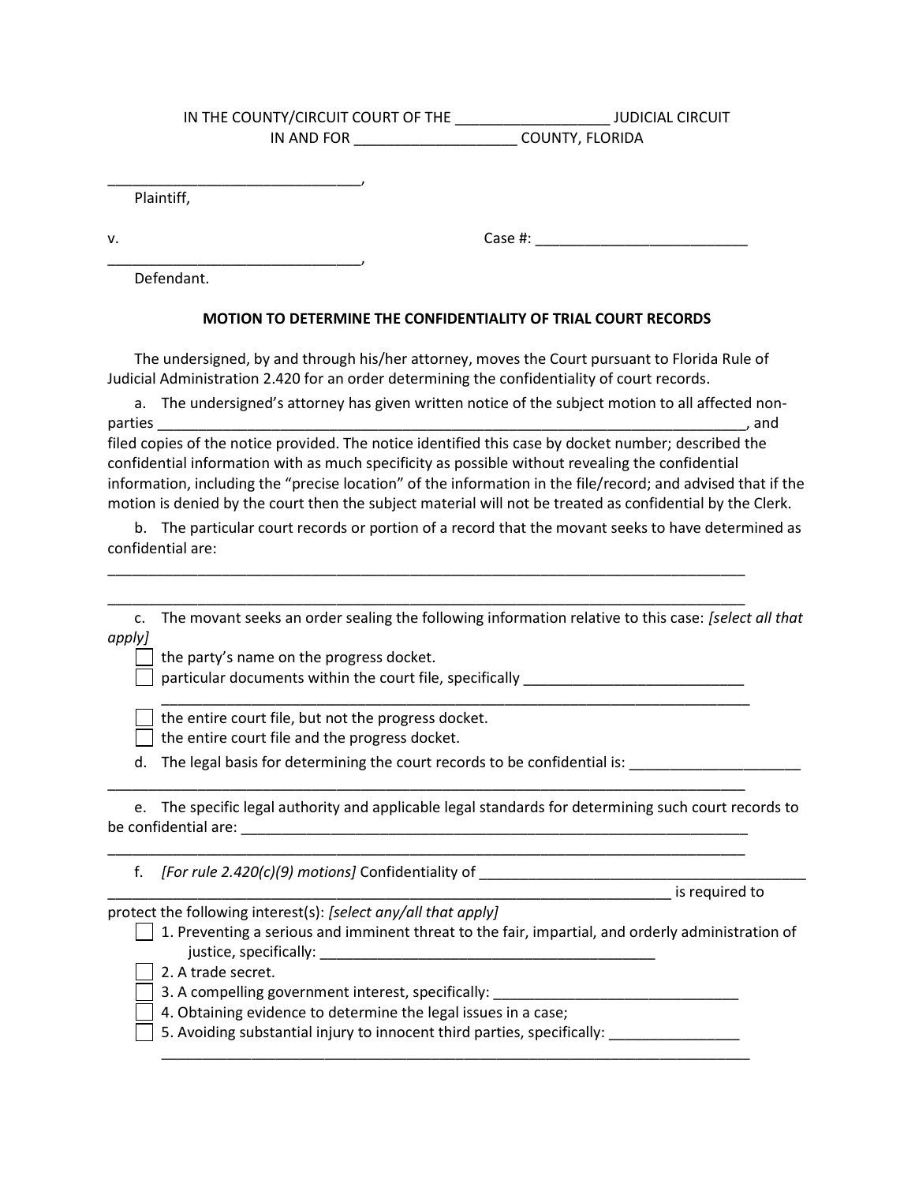IN THE COUNTY/CIRCUIT COURT OF THE ___________________ JUDICIAL CIRCUIT
IN AND FOR ____________________ COUNTY, FLORIDA

_______________________________,
Plaintiff,

v. Case #: __________________________

_______________________________,
Defendant.

**MOTION TO DETERMINE THE CONFIDENTIALITY OF TRIAL COURT RECORDS**

The undersigned, by and through his/her attorney, moves the Court pursuant to Florida Rule of Judicial Administration 2.420 for an order determining the confidentiality of court records.

a. The undersigned's attorney has given written notice of the subject motion to all affected non-parties ___________________________________________________________________________, and filed copies of the notice provided. The notice identified this case by docket number; described the confidential information with as much specificity as possible without revealing the confidential information, including the "precise location" of the information in the file/record; and advised that if the motion is denied by the court then the subject material will not be treated as confidential by the Clerk.

b. The particular court records or portion of a record that the movant seeks to have determined as confidential are:

_________________________________________________________________________________

_________________________________________________________________________________

c. The movant seeks an order sealing the following information relative to this case: *[select all that apply]*

- ☐ the party's name on the progress docket.
- ☐ particular documents within the court file, specifically ___________________________
  ___________________________________________________________________________
- ☐ the entire court file, but not the progress docket.
- ☐ the entire court file and the progress docket.

d. The legal basis for determining the court records to be confidential is: ____________________
_________________________________________________________________________________

e. The specific legal authority and applicable legal standards for determining such court records to be confidential are: _________________________________________________________________
_________________________________________________________________________________

f. *[For rule 2.420(c)(9) motions]* Confidentiality of ________________________________________
___________________________________________________________________________ is required to protect the following interest(s): *[select any/all that apply]*

- ☐ 1. Preventing a serious and imminent threat to the fair, impartial, and orderly administration of justice, specifically: __________________________________________
- ☐ 2. A trade secret.
- ☐ 3. A compelling government interest, specifically: ______________________________
- ☐ 4. Obtaining evidence to determine the legal issues in a case;
- ☐ 5. Avoiding substantial injury to innocent third parties, specifically: ________________
  ___________________________________________________________________________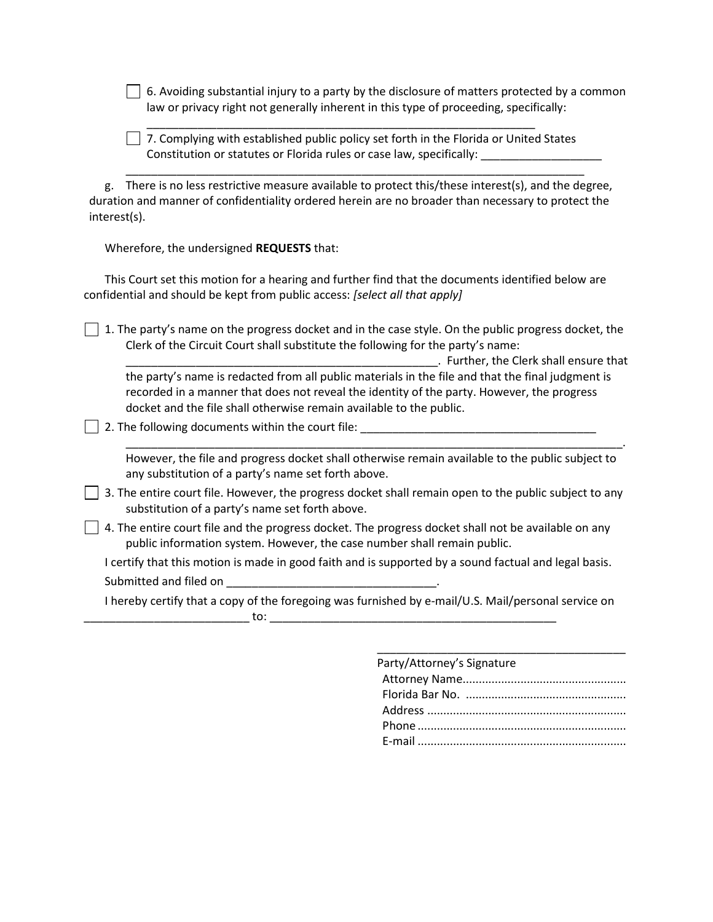☐ 6. Avoiding substantial injury to a party by the disclosure of matters protected by a common law or privacy right not generally inherent in this type of proceeding, specifically: ______________________________________________________________

☐ 7. Complying with established public policy set forth in the Florida or United States Constitution or statutes or Florida rules or case law, specifically: ___________________ ___________________________________________________________________________

g. There is no less restrictive measure available to protect this/these interest(s), and the degree, duration and manner of confidentiality ordered herein are no broader than necessary to protect the interest(s).

Wherefore, the undersigned **REQUESTS** that:

This Court set this motion for a hearing and further find that the documents identified below are confidential and should be kept from public access: *[select all that apply]*

☐ 1. The party's name on the progress docket and in the case style. On the public progress docket, the Clerk of the Circuit Court shall substitute the following for the party's name: __________________________________________________. Further, the Clerk shall ensure that the party's name is redacted from all public materials in the file and that the final judgment is recorded in a manner that does not reveal the identity of the party. However, the progress docket and the file shall otherwise remain available to the public.

☐ 2. The following documents within the court file: ______________________________________ ________________________________________________________________________________. However, the file and progress docket shall otherwise remain available to the public subject to any substitution of a party's name set forth above.

☐ 3. The entire court file. However, the progress docket shall remain open to the public subject to any substitution of a party's name set forth above.

☐ 4. The entire court file and the progress docket. The progress docket shall not be available on any public information system. However, the case number shall remain public.

I certify that this motion is made in good faith and is supported by a sound factual and legal basis.

Submitted and filed on _________________________________.

I hereby certify that a copy of the foregoing was furnished by e-mail/U.S. Mail/personal service on _________________________ to: ______________________________________________

_________________________________________
Party/Attorney's Signature
Attorney Name..................................................
Florida Bar No. .................................................
Address .............................................................
Phone ................................................................
E-mail ................................................................